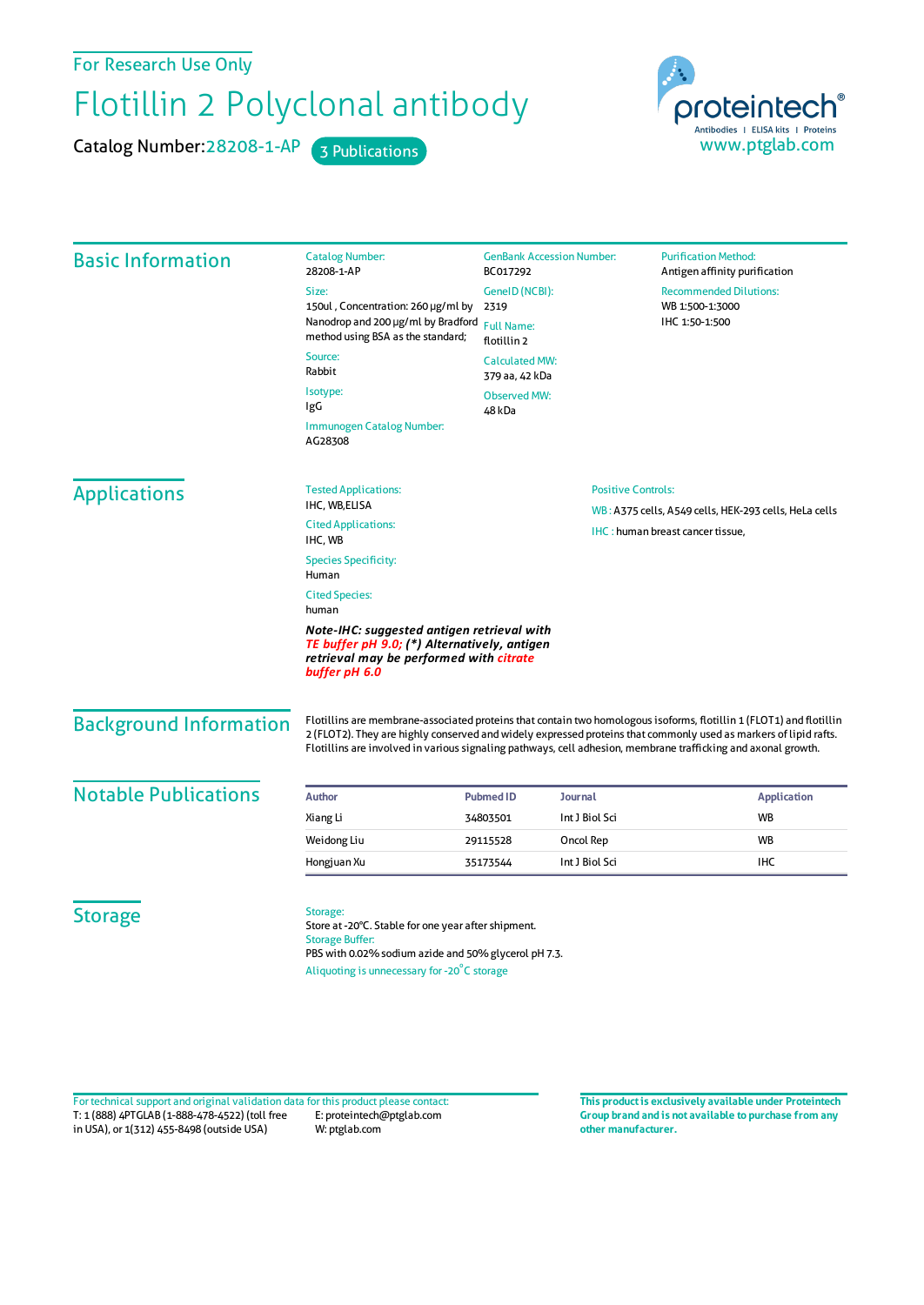For Research Use Only

# Flotillin 2 Polyclonal antibody

Catalog Number: 28208-1-AP 3 Publications

proteintech® Antibodies | ELISA kits | Proteins
www.ptglab.com

## Basic Information

**Catalog Number:**
28208-1-AP

**Size:**
150ul , Concentration: 260 μg/ml by Nanodrop and 200 μg/ml by Bradford method using BSA as the standard;

**Source:**
Rabbit

**Isotype:**
IgG

**Immunogen Catalog Number:**
AG28308

**GenBank Accession Number:**
BC017292

**GeneID (NCBI):**
2319

**Full Name:**
flotillin 2

**Calculated MW:**
379 aa, 42 kDa

**Observed MW:**
48 kDa

**Purification Method:**
Antigen affinity purification

**Recommended Dilutions:**
WB 1:500-1:3000
IHC 1:50-1:500

## Applications

**Tested Applications:**
IHC, WB,ELISA

**Cited Applications:**
IHC, WB

**Species Specificity:**
Human

**Cited Species:**
human

***Note-IHC: suggested antigen retrieval with TE buffer pH 9.0; (\*) Alternatively, antigen retrieval may be performed with citrate buffer pH 6.0***

**Positive Controls:**

WB : A375 cells, A549 cells, HEK-293 cells, HeLa cells

IHC : human breast cancer tissue,

## Background Information

Flotillins are membrane-associated proteins that contain two homologous isoforms, flotillin 1 (FLOT1) and flotillin 2 (FLOT2). They are highly conserved and widely expressed proteins that commonly used as markers of lipid rafts. Flotillins are involved in various signaling pathways, cell adhesion, membrane trafficking and axonal growth.

## Notable Publications

| Author | Pubmed ID | Journal | Application |
|---|---|---|---|
| Xiang Li | 34803501 | Int J Biol Sci | WB |
| Weidong Liu | 29115528 | Oncol Rep | WB |
| Hongjuan Xu | 35173544 | Int J Biol Sci | IHC |

## Storage

**Storage:**
Store at -20°C. Stable for one year after shipment.

**Storage Buffer:**
PBS with 0.02% sodium azide and 50% glycerol pH 7.3.

Aliquoting is unnecessary for -20°C storage

For technical support and original validation data for this product please contact:
T: 1 (888) 4PTGLAB (1-888-478-4522) (toll free in USA), or 1(312) 455-8498 (outside USA)
E: proteintech@ptglab.com
W: ptglab.com

**This product is exclusively available under Proteintech Group brand and is not available to purchase from any other manufacturer.**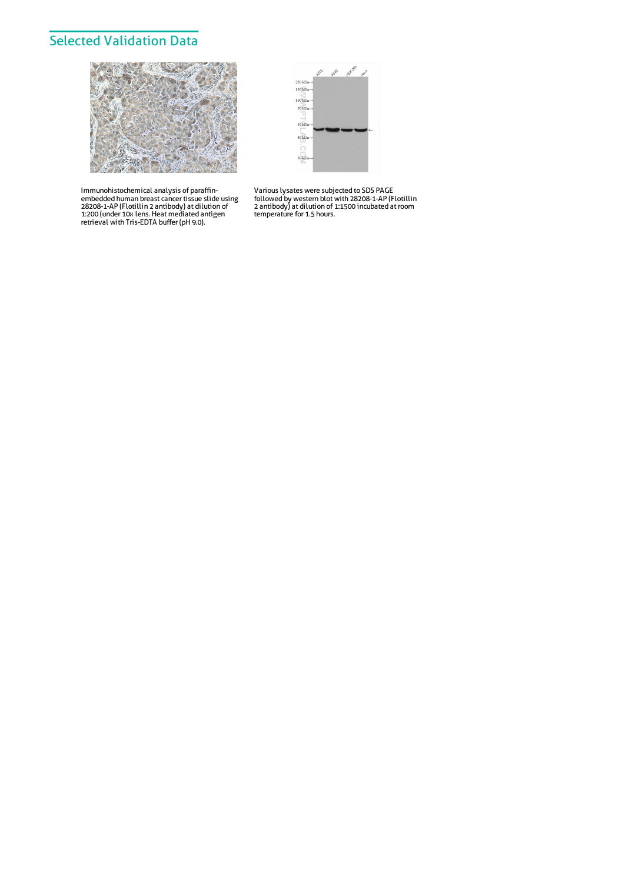## Selected Validation Data

Immunohistochemical analysis of paraffin-embedded human breast cancer tissue slide using 28208-1-AP (Flotillin 2 antibody) at dilution of 1:200 (under 10x lens. Heat mediated antigen retrieval with Tris-EDTA buffer (pH 9.0).

A375
A549
HEK-293
HeLa

250 kDa→
150 kDa→
100 kDa→
70 kDa→
50 kDa→
40 kDa→
30 kDa→

Various lysates were subjected to SDS PAGE followed by western blot with 28208-1-AP (Flotillin 2 antibody) at dilution of 1:1500 incubated at room temperature for 1.5 hours.